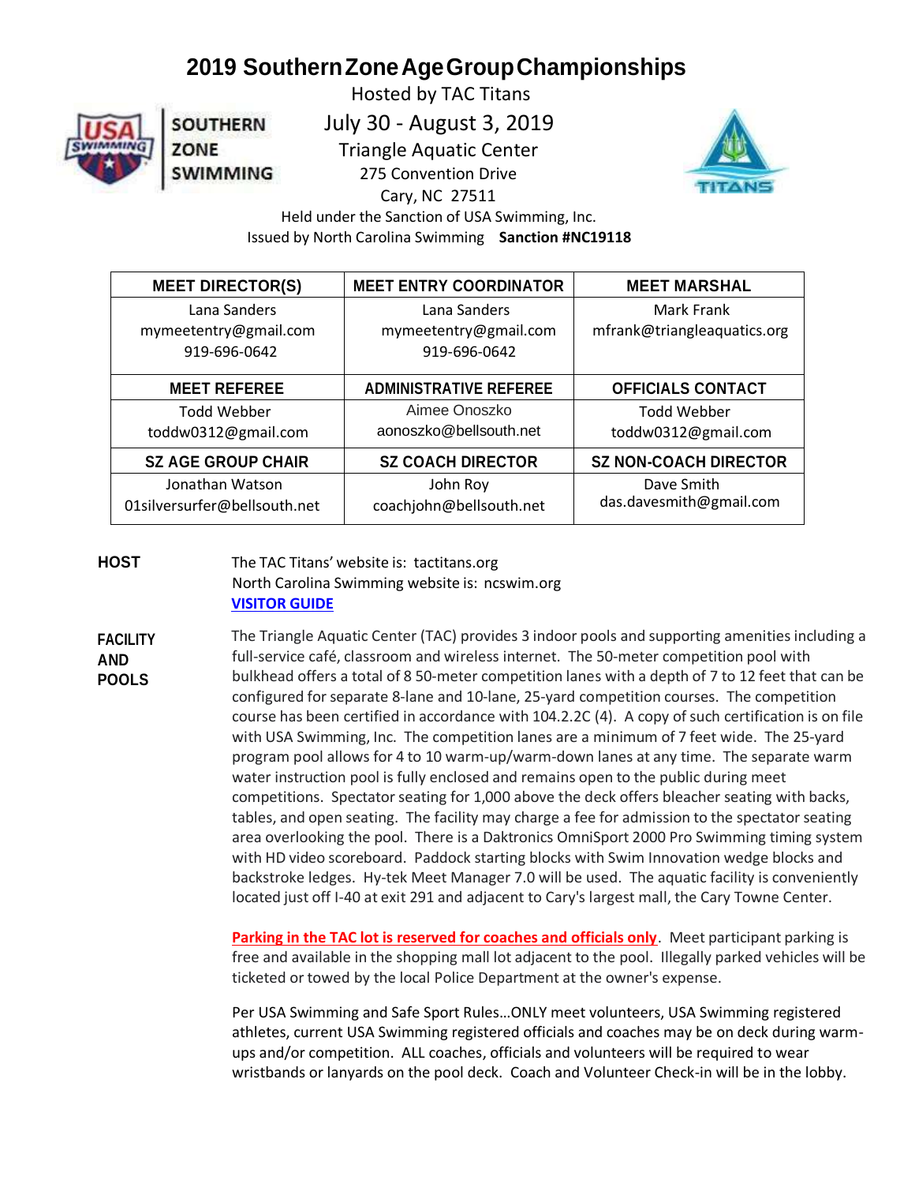# 2019 Southern Zone Age Group Championships

Hosted by TAC Titans

July 30 - August 3, 2019

Triangle Aquatic Center

275 Convention Drive

Cary, NC 27511

Held under the Sanction of USA Swimming, Inc.

Issued by North Carolina Swimming **Sanction #NC19118**

| MEET DIRECTOR(S) | MEET ENTRY COORDINATOR | MEET MARSHAL |
|---|---|---|
| Lana Sanders<br>mymeetentry@gmail.com<br>919-696-0642 | Lana Sanders<br>mymeetentry@gmail.com<br>919-696-0642 | Mark Frank<br>mfrank@triangleaquatics.org |
| **MEET REFEREE** | **ADMINISTRATIVE REFEREE** | **OFFICIALS CONTACT** |
| Todd Webber<br>toddw0312@gmail.com | Aimee Onoszko<br>aonoszko@bellsouth.net | Todd Webber<br>toddw0312@gmail.com |
| **SZ AGE GROUP CHAIR** | **SZ COACH DIRECTOR** | **SZ NON-COACH DIRECTOR** |
| Jonathan Watson<br>01silversurfer@bellsouth.net | John Roy<br>coachjohn@bellsouth.net | Dave Smith<br>das.davesmith@gmail.com |

**HOST**

The TAC Titans' website is: tactitans.org
North Carolina Swimming website is: ncswim.org
VISITOR GUIDE

**FACILITY AND POOLS**

The Triangle Aquatic Center (TAC) provides 3 indoor pools and supporting amenities including a full-service café, classroom and wireless internet. The 50-meter competition pool with bulkhead offers a total of 8 50-meter competition lanes with a depth of 7 to 12 feet that can be configured for separate 8-lane and 10-lane, 25-yard competition courses. The competition course has been certified in accordance with 104.2.2C (4). A copy of such certification is on file with USA Swimming, Inc. The competition lanes are a minimum of 7 feet wide. The 25-yard program pool allows for 4 to 10 warm-up/warm-down lanes at any time. The separate warm water instruction pool is fully enclosed and remains open to the public during meet competitions. Spectator seating for 1,000 above the deck offers bleacher seating with backs, tables, and open seating. The facility may charge a fee for admission to the spectator seating area overlooking the pool. There is a Daktronics OmniSport 2000 Pro Swimming timing system with HD video scoreboard. Paddock starting blocks with Swim Innovation wedge blocks and backstroke ledges. Hy-tek Meet Manager 7.0 will be used. The aquatic facility is conveniently located just off I-40 at exit 291 and adjacent to Cary's largest mall, the Cary Towne Center.

**Parking in the TAC lot is reserved for coaches and officials only**. Meet participant parking is free and available in the shopping mall lot adjacent to the pool. Illegally parked vehicles will be ticketed or towed by the local Police Department at the owner's expense.

Per USA Swimming and Safe Sport Rules…ONLY meet volunteers, USA Swimming registered athletes, current USA Swimming registered officials and coaches may be on deck during warm-ups and/or competition. ALL coaches, officials and volunteers will be required to wear wristbands or lanyards on the pool deck. Coach and Volunteer Check-in will be in the lobby.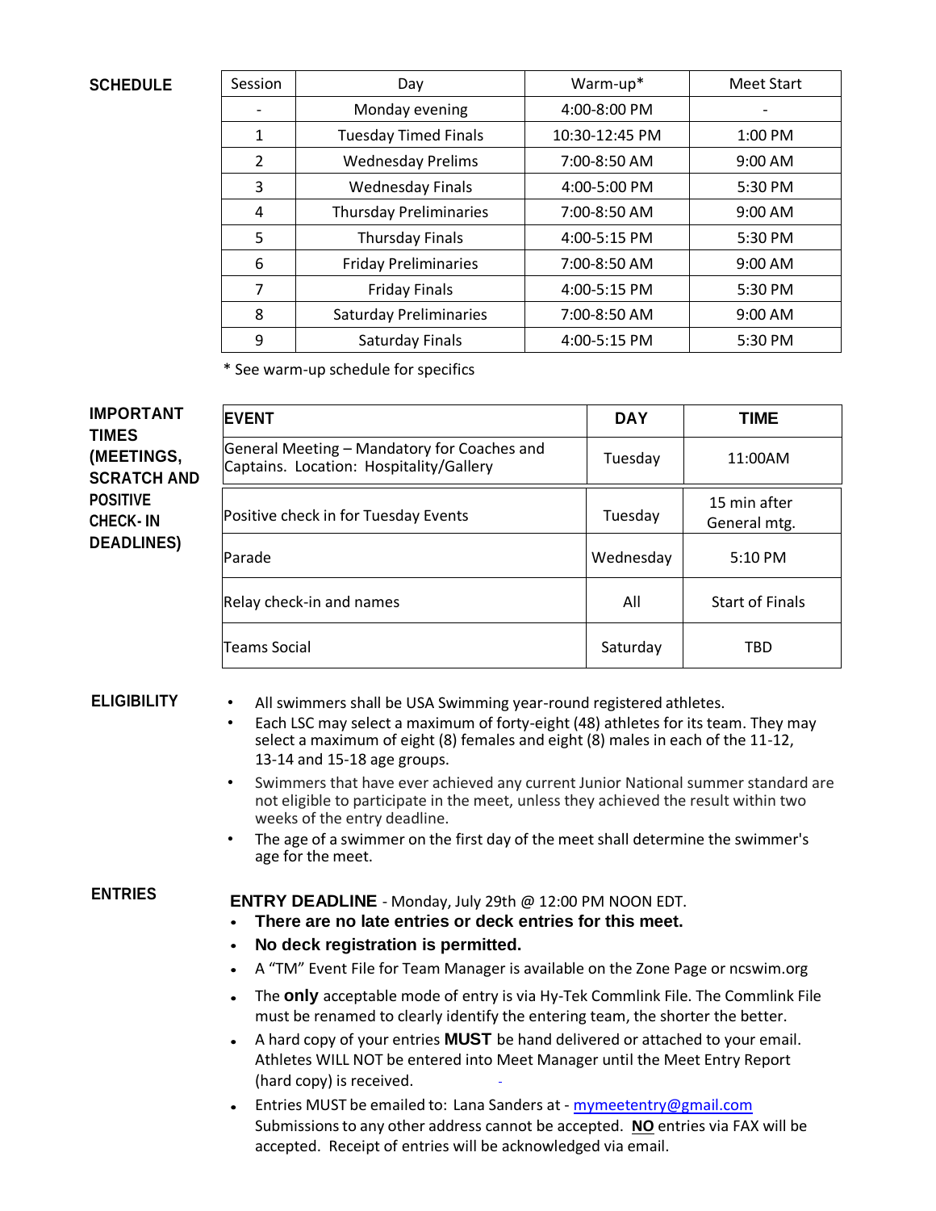## SCHEDULE

| Session | Day | Warm-up* | Meet Start |
|---|---|---|---|
| - | Monday evening | 4:00-8:00 PM | - |
| 1 | Tuesday Timed Finals | 10:30-12:45 PM | 1:00 PM |
| 2 | Wednesday Prelims | 7:00-8:50 AM | 9:00 AM |
| 3 | Wednesday Finals | 4:00-5:00 PM | 5:30 PM |
| 4 | Thursday Preliminaries | 7:00-8:50 AM | 9:00 AM |
| 5 | Thursday Finals | 4:00-5:15 PM | 5:30 PM |
| 6 | Friday Preliminaries | 7:00-8:50 AM | 9:00 AM |
| 7 | Friday Finals | 4:00-5:15 PM | 5:30 PM |
| 8 | Saturday Preliminaries | 7:00-8:50 AM | 9:00 AM |
| 9 | Saturday Finals | 4:00-5:15 PM | 5:30 PM |

* See warm-up schedule for specifics

## IMPORTANT TIMES (MEETINGS, SCRATCH AND POSITIVE CHECK- IN DEADLINES)

| EVENT | DAY | TIME |
|---|---|---|
| General Meeting – Mandatory for Coaches and Captains. Location: Hospitality/Gallery | Tuesday | 11:00AM |
| Positive check in for Tuesday Events | Tuesday | 15 min after General mtg. |
| Parade | Wednesday | 5:10 PM |
| Relay check-in and names | All | Start of Finals |
| Teams Social | Saturday | TBD |

## ELIGIBILITY

- All swimmers shall be USA Swimming year-round registered athletes.
- Each LSC may select a maximum of forty-eight (48) athletes for its team. They may select a maximum of eight (8) females and eight (8) males in each of the 11-12, 13-14 and 15-18 age groups.
- Swimmers that have ever achieved any current Junior National summer standard are not eligible to participate in the meet, unless they achieved the result within two weeks of the entry deadline.
- The age of a swimmer on the first day of the meet shall determine the swimmer's age for the meet.

## ENTRIES

**ENTRY DEADLINE** - Monday, July 29th @ 12:00 PM NOON EDT.

- **There are no late entries or deck entries for this meet.**
- **No deck registration is permitted.**
- A "TM" Event File for Team Manager is available on the Zone Page or ncswim.org
- The **only** acceptable mode of entry is via Hy-Tek Commlink File. The Commlink File must be renamed to clearly identify the entering team, the shorter the better.
- A hard copy of your entries **MUST** be hand delivered or attached to your email. Athletes WILL NOT be entered into Meet Manager until the Meet Entry Report (hard copy) is received.
- Entries MUST be emailed to: Lana Sanders at - mymeetentry@gmail.com Submissions to any other address cannot be accepted. **NO** entries via FAX will be accepted. Receipt of entries will be acknowledged via email.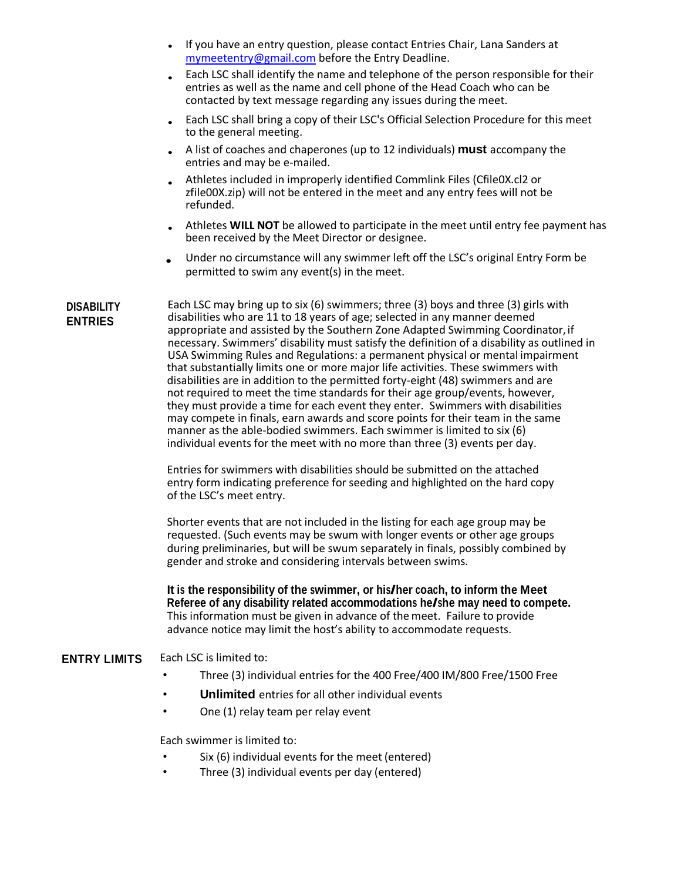- If you have an entry question, please contact Entries Chair, Lana Sanders at mymeetentry@gmail.com before the Entry Deadline.
- Each LSC shall identify the name and telephone of the person responsible for their entries as well as the name and cell phone of the Head Coach who can be contacted by text message regarding any issues during the meet.
- Each LSC shall bring a copy of their LSC's Official Selection Procedure for this meet to the general meeting.
- A list of coaches and chaperones (up to 12 individuals) **must** accompany the entries and may be e-mailed.
- Athletes included in improperly identified Commlink Files (Cfile0X.cl2 or zfile00X.zip) will not be entered in the meet and any entry fees will not be refunded.
- Athletes **WILL NOT** be allowed to participate in the meet until entry fee payment has been received by the Meet Director or designee.
- Under no circumstance will any swimmer left off the LSC's original Entry Form be permitted to swim any event(s) in the meet.

**DISABILITY ENTRIES**

Each LSC may bring up to six (6) swimmers; three (3) boys and three (3) girls with disabilities who are 11 to 18 years of age; selected in any manner deemed appropriate and assisted by the Southern Zone Adapted Swimming Coordinator, if necessary. Swimmers' disability must satisfy the definition of a disability as outlined in USA Swimming Rules and Regulations: a permanent physical or mental impairment that substantially limits one or more major life activities. These swimmers with disabilities are in addition to the permitted forty-eight (48) swimmers and are not required to meet the time standards for their age group/events, however, they must provide a time for each event they enter. Swimmers with disabilities may compete in finals, earn awards and score points for their team in the same manner as the able-bodied swimmers. Each swimmer is limited to six (6) individual events for the meet with no more than three (3) events per day.

Entries for swimmers with disabilities should be submitted on the attached entry form indicating preference for seeding and highlighted on the hard copy of the LSC's meet entry.

Shorter events that are not included in the listing for each age group may be requested. (Such events may be swum with longer events or other age groups during preliminaries, but will be swum separately in finals, possibly combined by gender and stroke and considering intervals between swims.

**It is the responsibility of the swimmer, or his/her coach, to inform the Meet Referee of any disability related accommodations he/she may need to compete.** This information must be given in advance of the meet. Failure to provide advance notice may limit the host's ability to accommodate requests.

**ENTRY LIMITS**

Each LSC is limited to:

- Three (3) individual entries for the 400 Free/400 IM/800 Free/1500 Free
- **Unlimited** entries for all other individual events
- One (1) relay team per relay event

Each swimmer is limited to:

- Six (6) individual events for the meet (entered)
- Three (3) individual events per day (entered)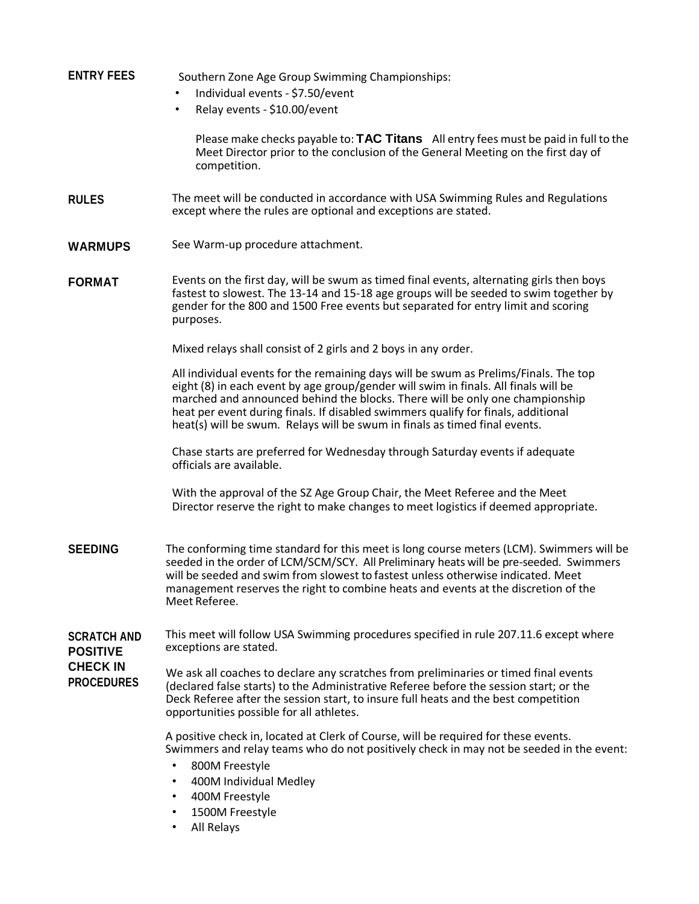**ENTRY FEES**

Southern Zone Age Group Swimming Championships:

- Individual events - $7.50/event
- Relay events - $10.00/event

Please make checks payable to: **TAC Titans** All entry fees must be paid in full to the Meet Director prior to the conclusion of the General Meeting on the first day of competition.

**RULES**

The meet will be conducted in accordance with USA Swimming Rules and Regulations except where the rules are optional and exceptions are stated.

**WARMUPS**

See Warm-up procedure attachment.

**FORMAT**

Events on the first day, will be swum as timed final events, alternating girls then boys fastest to slowest. The 13-14 and 15-18 age groups will be seeded to swim together by gender for the 800 and 1500 Free events but separated for entry limit and scoring purposes.

Mixed relays shall consist of 2 girls and 2 boys in any order.

All individual events for the remaining days will be swum as Prelims/Finals. The top eight (8) in each event by age group/gender will swim in finals. All finals will be marched and announced behind the blocks. There will be only one championship heat per event during finals. If disabled swimmers qualify for finals, additional heat(s) will be swum. Relays will be swum in finals as timed final events.

Chase starts are preferred for Wednesday through Saturday events if adequate officials are available.

With the approval of the SZ Age Group Chair, the Meet Referee and the Meet Director reserve the right to make changes to meet logistics if deemed appropriate.

**SEEDING**

The conforming time standard for this meet is long course meters (LCM). Swimmers will be seeded in the order of LCM/SCM/SCY. All Preliminary heats will be pre-seeded. Swimmers will be seeded and swim from slowest to fastest unless otherwise indicated. Meet management reserves the right to combine heats and events at the discretion of the Meet Referee.

**SCRATCH AND POSITIVE CHECK IN PROCEDURES**

This meet will follow USA Swimming procedures specified in rule 207.11.6 except where exceptions are stated.

We ask all coaches to declare any scratches from preliminaries or timed final events (declared false starts) to the Administrative Referee before the session start; or the Deck Referee after the session start, to insure full heats and the best competition opportunities possible for all athletes.

A positive check in, located at Clerk of Course, will be required for these events. Swimmers and relay teams who do not positively check in may not be seeded in the event:

- 800M Freestyle
- 400M Individual Medley
- 400M Freestyle
- 1500M Freestyle
- All Relays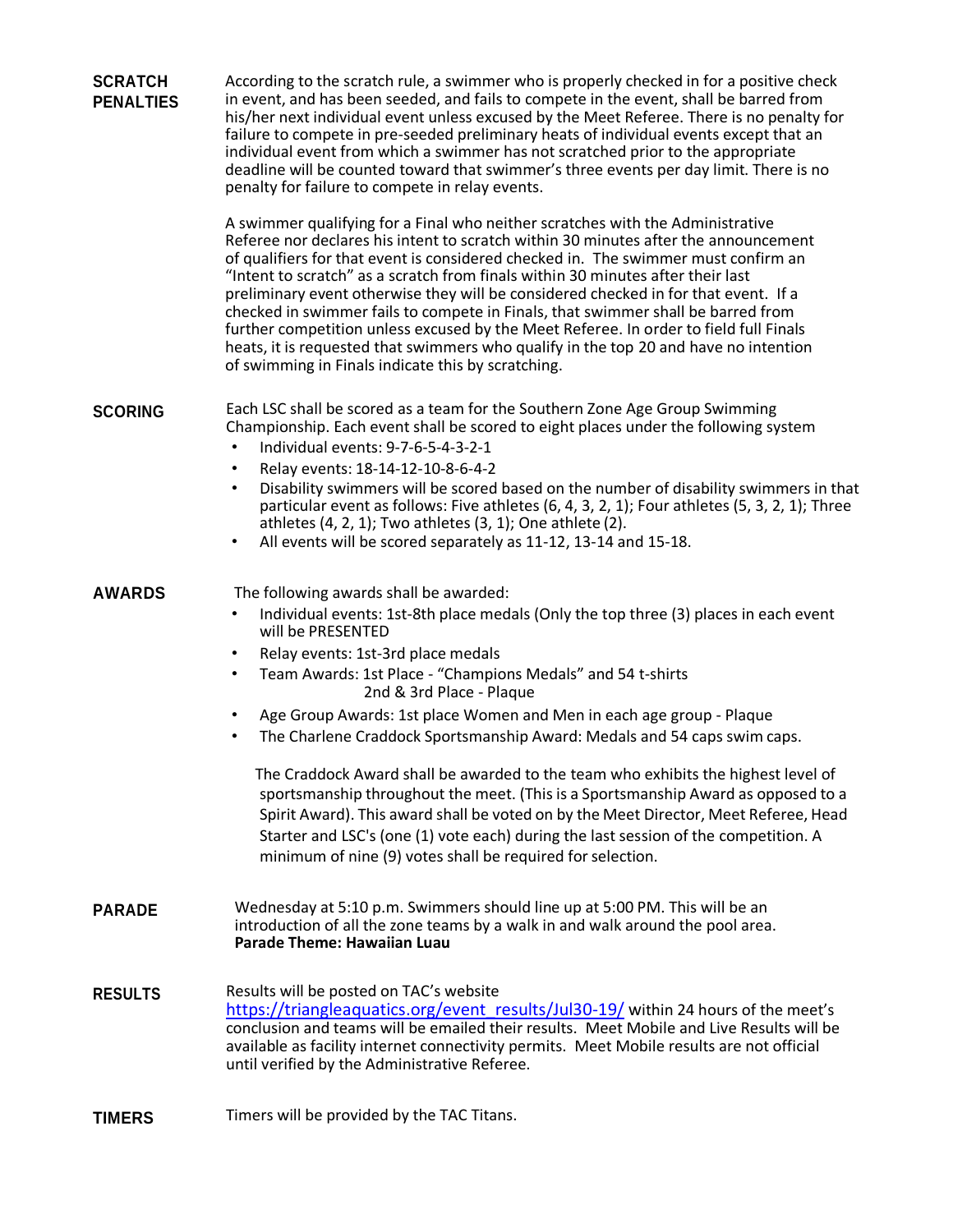## SCRATCH PENALTIES

According to the scratch rule, a swimmer who is properly checked in for a positive check in event, and has been seeded, and fails to compete in the event, shall be barred from his/her next individual event unless excused by the Meet Referee. There is no penalty for failure to compete in pre-seeded preliminary heats of individual events except that an individual event from which a swimmer has not scratched prior to the appropriate deadline will be counted toward that swimmer's three events per day limit. There is no penalty for failure to compete in relay events.

A swimmer qualifying for a Final who neither scratches with the Administrative Referee nor declares his intent to scratch within 30 minutes after the announcement of qualifiers for that event is considered checked in. The swimmer must confirm an "Intent to scratch" as a scratch from finals within 30 minutes after their last preliminary event otherwise they will be considered checked in for that event. If a checked in swimmer fails to compete in Finals, that swimmer shall be barred from further competition unless excused by the Meet Referee. In order to field full Finals heats, it is requested that swimmers who qualify in the top 20 and have no intention of swimming in Finals indicate this by scratching.

## SCORING

Each LSC shall be scored as a team for the Southern Zone Age Group Swimming Championship. Each event shall be scored to eight places under the following system

- Individual events: 9-7-6-5-4-3-2-1
- Relay events: 18-14-12-10-8-6-4-2
- Disability swimmers will be scored based on the number of disability swimmers in that particular event as follows: Five athletes (6, 4, 3, 2, 1); Four athletes (5, 3, 2, 1); Three athletes (4, 2, 1); Two athletes (3, 1); One athlete (2).
- All events will be scored separately as 11-12, 13-14 and 15-18.

## AWARDS

The following awards shall be awarded:

- Individual events: 1st-8th place medals (Only the top three (3) places in each event will be PRESENTED
- Relay events: 1st-3rd place medals
- Team Awards: 1st Place - "Champions Medals" and 54 t-shirts
  2nd & 3rd Place - Plaque
- Age Group Awards: 1st place Women and Men in each age group - Plaque
- The Charlene Craddock Sportsmanship Award: Medals and 54 caps swim caps.

The Craddock Award shall be awarded to the team who exhibits the highest level of sportsmanship throughout the meet. (This is a Sportsmanship Award as opposed to a Spirit Award). This award shall be voted on by the Meet Director, Meet Referee, Head Starter and LSC's (one (1) vote each) during the last session of the competition. A minimum of nine (9) votes shall be required for selection.

## PARADE

Wednesday at 5:10 p.m. Swimmers should line up at 5:00 PM. This will be an introduction of all the zone teams by a walk in and walk around the pool area.
**Parade Theme: Hawaiian Luau**

## RESULTS

Results will be posted on TAC's website https://triangleaquatics.org/event_results/Jul30-19/ within 24 hours of the meet's conclusion and teams will be emailed their results. Meet Mobile and Live Results will be available as facility internet connectivity permits. Meet Mobile results are not official until verified by the Administrative Referee.

## TIMERS

Timers will be provided by the TAC Titans.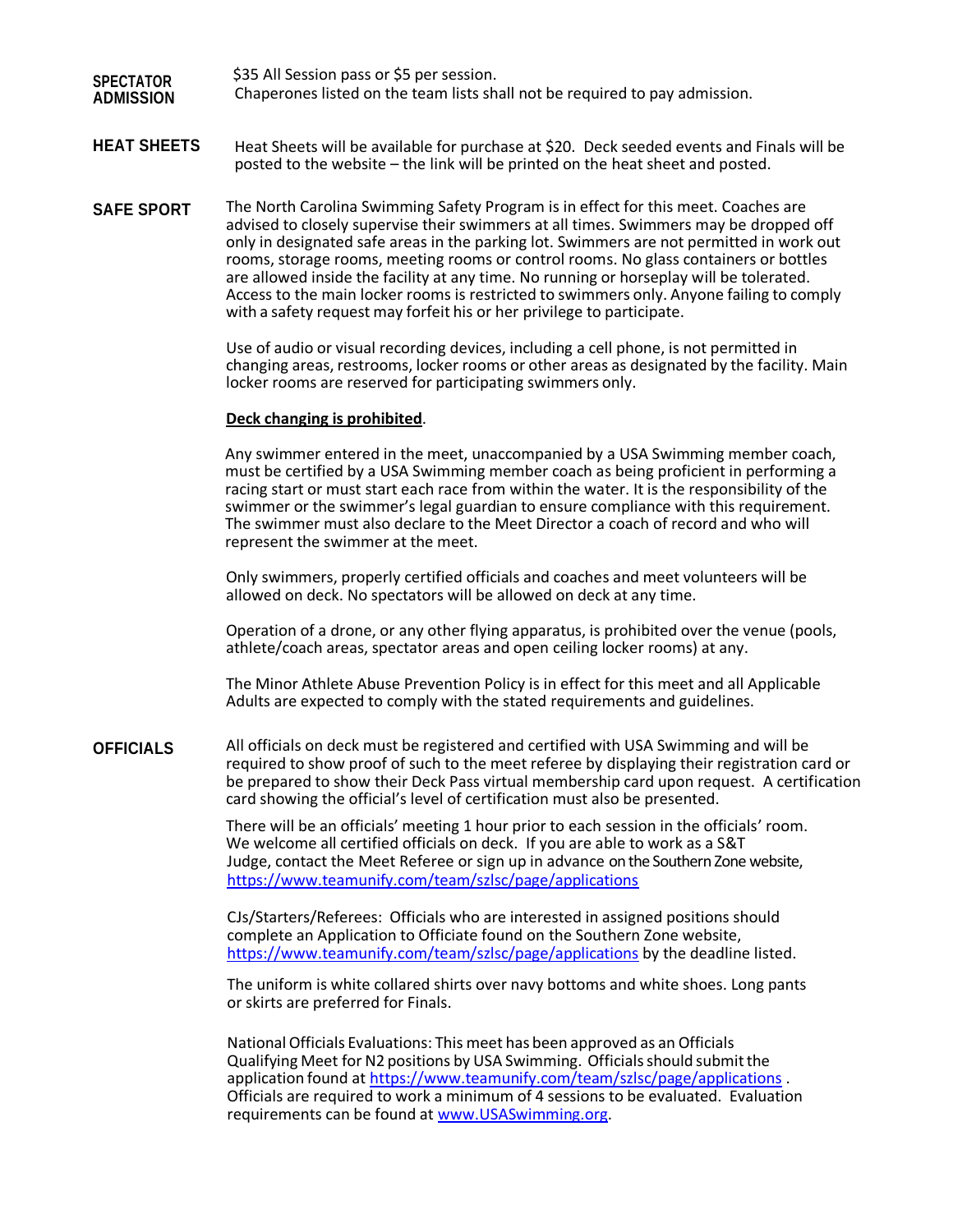**SPECTATOR ADMISSION**

$35 All Session pass or $5 per session.
Chaperones listed on the team lists shall not be required to pay admission.

**HEAT SHEETS**

Heat Sheets will be available for purchase at $20. Deck seeded events and Finals will be posted to the website – the link will be printed on the heat sheet and posted.

**SAFE SPORT**

The North Carolina Swimming Safety Program is in effect for this meet. Coaches are advised to closely supervise their swimmers at all times. Swimmers may be dropped off only in designated safe areas in the parking lot. Swimmers are not permitted in work out rooms, storage rooms, meeting rooms or control rooms. No glass containers or bottles are allowed inside the facility at any time. No running or horseplay will be tolerated. Access to the main locker rooms is restricted to swimmers only. Anyone failing to comply with a safety request may forfeit his or her privilege to participate.

Use of audio or visual recording devices, including a cell phone, is not permitted in changing areas, restrooms, locker rooms or other areas as designated by the facility. Main locker rooms are reserved for participating swimmers only.

**Deck changing is prohibited**.

Any swimmer entered in the meet, unaccompanied by a USA Swimming member coach, must be certified by a USA Swimming member coach as being proficient in performing a racing start or must start each race from within the water. It is the responsibility of the swimmer or the swimmer's legal guardian to ensure compliance with this requirement. The swimmer must also declare to the Meet Director a coach of record and who will represent the swimmer at the meet.

Only swimmers, properly certified officials and coaches and meet volunteers will be allowed on deck. No spectators will be allowed on deck at any time.

Operation of a drone, or any other flying apparatus, is prohibited over the venue (pools, athlete/coach areas, spectator areas and open ceiling locker rooms) at any.

The Minor Athlete Abuse Prevention Policy is in effect for this meet and all Applicable Adults are expected to comply with the stated requirements and guidelines.

**OFFICIALS**

All officials on deck must be registered and certified with USA Swimming and will be required to show proof of such to the meet referee by displaying their registration card or be prepared to show their Deck Pass virtual membership card upon request. A certification card showing the official's level of certification must also be presented.

There will be an officials' meeting 1 hour prior to each session in the officials' room. We welcome all certified officials on deck. If you are able to work as a S&T Judge, contact the Meet Referee or sign up in advance on the Southern Zone website, https://www.teamunify.com/team/szlsc/page/applications

CJs/Starters/Referees: Officials who are interested in assigned positions should complete an Application to Officiate found on the Southern Zone website, https://www.teamunify.com/team/szlsc/page/applications by the deadline listed.

The uniform is white collared shirts over navy bottoms and white shoes. Long pants or skirts are preferred for Finals.

National Officials Evaluations: This meet has been approved as an Officials Qualifying Meet for N2 positions by USA Swimming. Officials should submit the application found at https://www.teamunify.com/team/szlsc/page/applications . Officials are required to work a minimum of 4 sessions to be evaluated. Evaluation requirements can be found at www.USASwimming.org.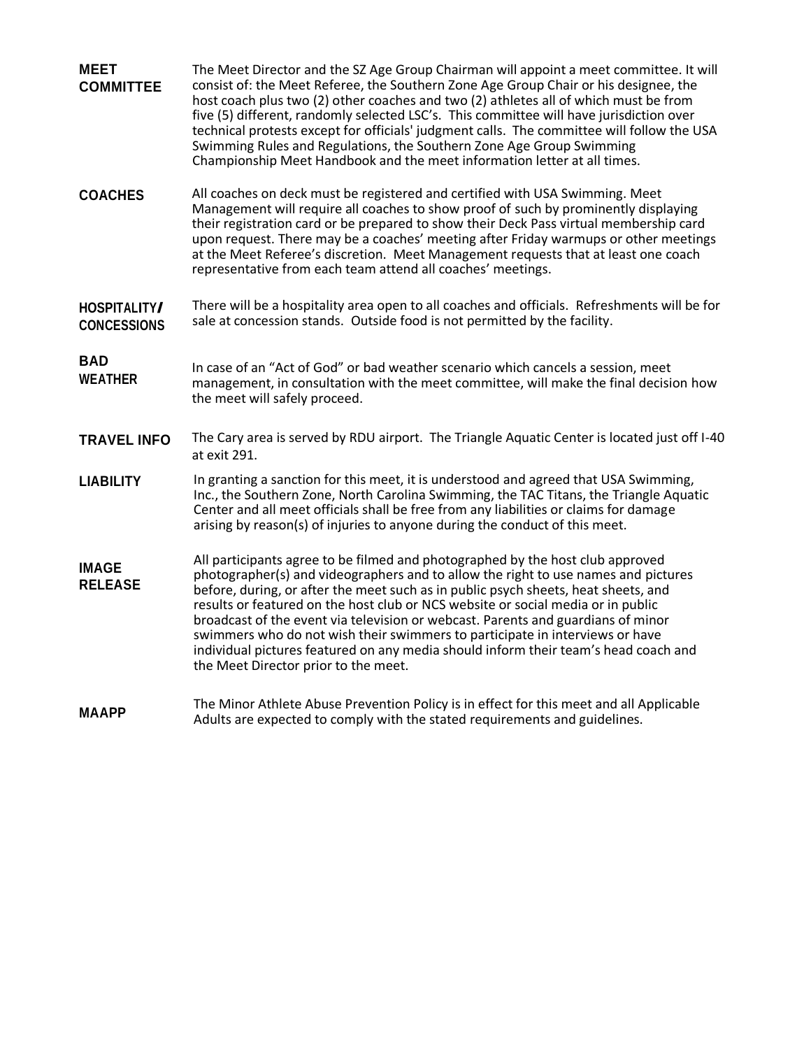**MEET COMMITTEE**

The Meet Director and the SZ Age Group Chairman will appoint a meet committee. It will consist of: the Meet Referee, the Southern Zone Age Group Chair or his designee, the host coach plus two (2) other coaches and two (2) athletes all of which must be from five (5) different, randomly selected LSC's. This committee will have jurisdiction over technical protests except for officials' judgment calls. The committee will follow the USA Swimming Rules and Regulations, the Southern Zone Age Group Swimming Championship Meet Handbook and the meet information letter at all times.

**COACHES**

All coaches on deck must be registered and certified with USA Swimming. Meet Management will require all coaches to show proof of such by prominently displaying their registration card or be prepared to show their Deck Pass virtual membership card upon request. There may be a coaches' meeting after Friday warmups or other meetings at the Meet Referee's discretion. Meet Management requests that at least one coach representative from each team attend all coaches' meetings.

**HOSPITALITY/ CONCESSIONS**

There will be a hospitality area open to all coaches and officials. Refreshments will be for sale at concession stands. Outside food is not permitted by the facility.

**BAD WEATHER**

In case of an "Act of God" or bad weather scenario which cancels a session, meet management, in consultation with the meet committee, will make the final decision how the meet will safely proceed.

**TRAVEL INFO**

The Cary area is served by RDU airport. The Triangle Aquatic Center is located just off I-40 at exit 291.

**LIABILITY**

In granting a sanction for this meet, it is understood and agreed that USA Swimming, Inc., the Southern Zone, North Carolina Swimming, the TAC Titans, the Triangle Aquatic Center and all meet officials shall be free from any liabilities or claims for damage arising by reason(s) of injuries to anyone during the conduct of this meet.

**IMAGE RELEASE**

All participants agree to be filmed and photographed by the host club approved photographer(s) and videographers and to allow the right to use names and pictures before, during, or after the meet such as in public psych sheets, heat sheets, and results or featured on the host club or NCS website or social media or in public broadcast of the event via television or webcast. Parents and guardians of minor swimmers who do not wish their swimmers to participate in interviews or have individual pictures featured on any media should inform their team's head coach and the Meet Director prior to the meet.

**MAAPP**

The Minor Athlete Abuse Prevention Policy is in effect for this meet and all Applicable Adults are expected to comply with the stated requirements and guidelines.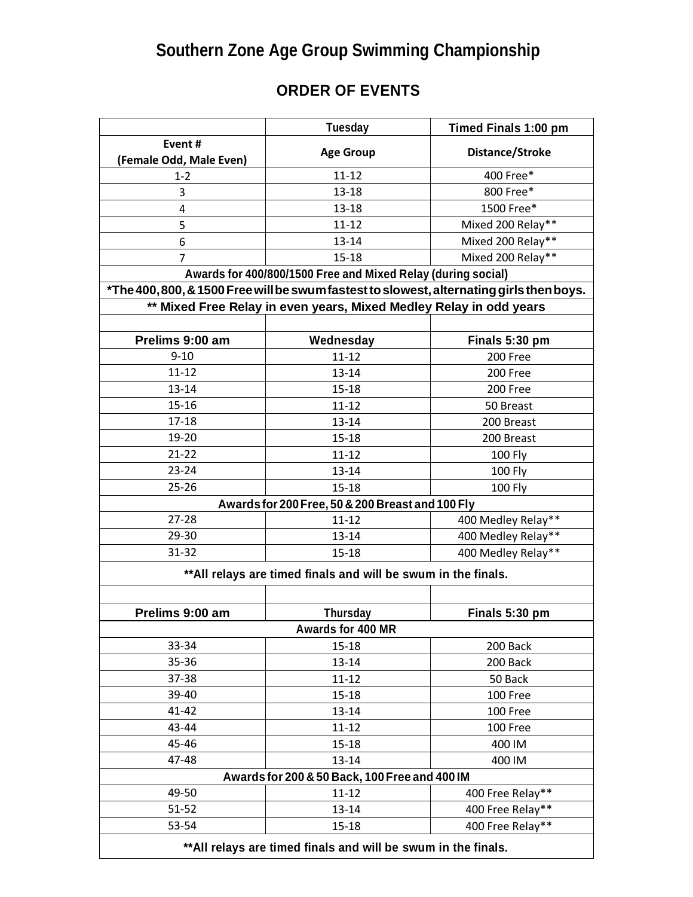# Southern Zone Age Group Swimming Championship

## ORDER OF EVENTS

| | Tuesday | Timed Finals 1:00 pm |
|---|---|---|
| Event # (Female Odd, Male Even) | Age Group | Distance/Stroke |
| 1-2 | 11-12 | 400 Free* |
| 3 | 13-18 | 800 Free* |
| 4 | 13-18 | 1500 Free* |
| 5 | 11-12 | Mixed 200 Relay** |
| 6 | 13-14 | Mixed 200 Relay** |
| 7 | 15-18 | Mixed 200 Relay** |
| Awards for 400/800/1500 Free and Mixed Relay (during social) | | |
| *The 400, 800, & 1500 Free will be swum fastest to slowest, alternating girls then boys. | | |
| ** Mixed Free Relay in even years, Mixed Medley Relay in odd years | | |
| | | |
| **Prelims 9:00 am** | **Wednesday** | **Finals 5:30 pm** |
| 9-10 | 11-12 | 200 Free |
| 11-12 | 13-14 | 200 Free |
| 13-14 | 15-18 | 200 Free |
| 15-16 | 11-12 | 50 Breast |
| 17-18 | 13-14 | 200 Breast |
| 19-20 | 15-18 | 200 Breast |
| 21-22 | 11-12 | 100 Fly |
| 23-24 | 13-14 | 100 Fly |
| 25-26 | 15-18 | 100 Fly |
| Awards for 200 Free, 50 & 200 Breast and 100 Fly | | |
| 27-28 | 11-12 | 400 Medley Relay** |
| 29-30 | 13-14 | 400 Medley Relay** |
| 31-32 | 15-18 | 400 Medley Relay** |
| **All relays are timed finals and will be swum in the finals. | | |
| | | |
| **Prelims 9:00 am** | **Thursday** | **Finals 5:30 pm** |
| Awards for 400 MR | | |
| 33-34 | 15-18 | 200 Back |
| 35-36 | 13-14 | 200 Back |
| 37-38 | 11-12 | 50 Back |
| 39-40 | 15-18 | 100 Free |
| 41-42 | 13-14 | 100 Free |
| 43-44 | 11-12 | 100 Free |
| 45-46 | 15-18 | 400 IM |
| 47-48 | 13-14 | 400 IM |
| Awards for 200 & 50 Back, 100 Free and 400 IM | | |
| 49-50 | 11-12 | 400 Free Relay** |
| 51-52 | 13-14 | 400 Free Relay** |
| 53-54 | 15-18 | 400 Free Relay** |
| **All relays are timed finals and will be swum in the finals. | | |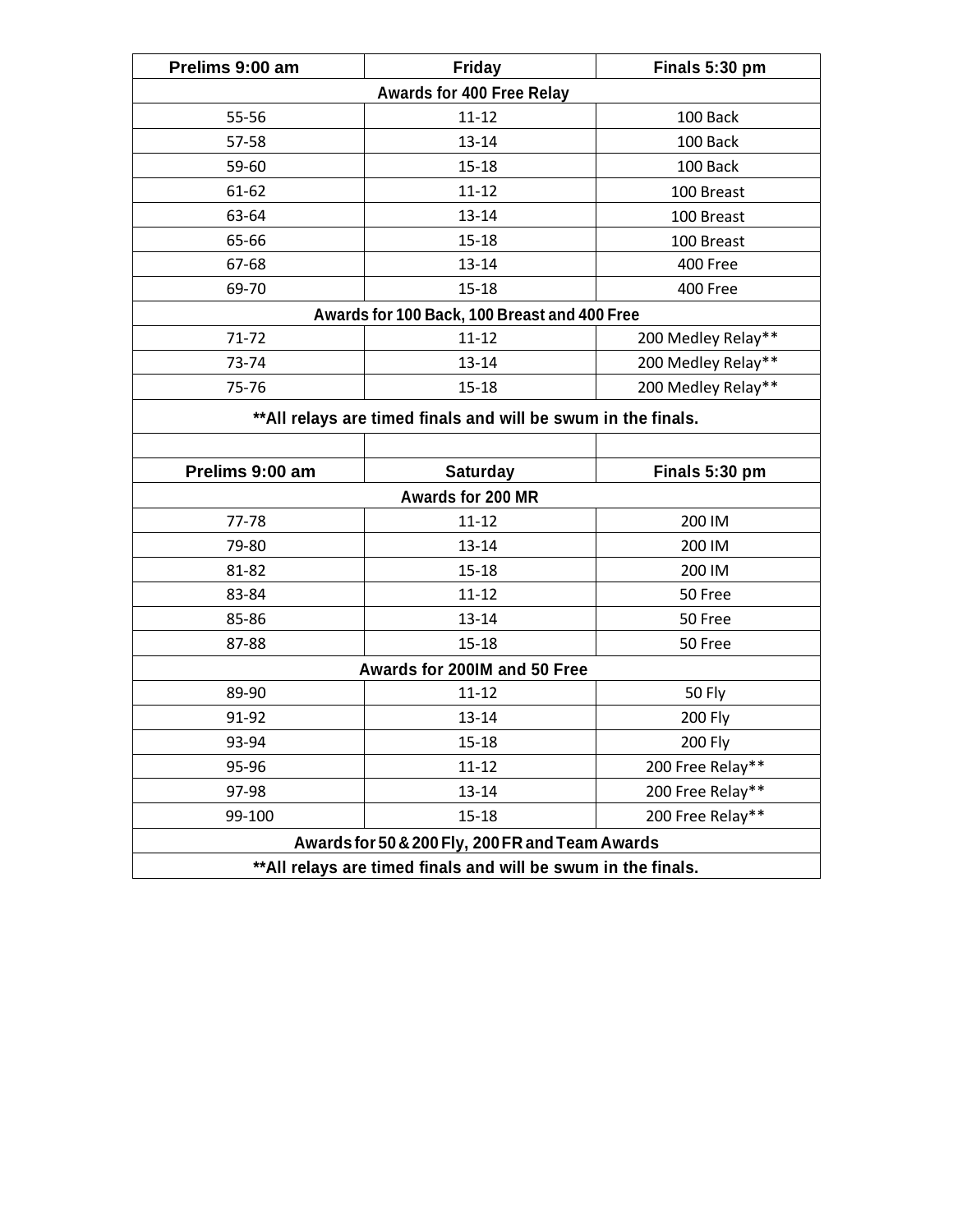| Prelims 9:00 am | Friday | Finals 5:30 pm |
|---|---|---|
| **Awards for 400 Free Relay** | | |
| 55-56 | 11-12 | 100 Back |
| 57-58 | 13-14 | 100 Back |
| 59-60 | 15-18 | 100 Back |
| 61-62 | 11-12 | 100 Breast |
| 63-64 | 13-14 | 100 Breast |
| 65-66 | 15-18 | 100 Breast |
| 67-68 | 13-14 | 400 Free |
| 69-70 | 15-18 | 400 Free |
| **Awards for 100 Back, 100 Breast and 400 Free** | | |
| 71-72 | 11-12 | 200 Medley Relay** |
| 73-74 | 13-14 | 200 Medley Relay** |
| 75-76 | 15-18 | 200 Medley Relay** |
| **\*\*All relays are timed finals and will be swum in the finals.** | | |
| | | |
| **Prelims 9:00 am** | **Saturday** | **Finals 5:30 pm** |
| **Awards for 200 MR** | | |
| 77-78 | 11-12 | 200 IM |
| 79-80 | 13-14 | 200 IM |
| 81-82 | 15-18 | 200 IM |
| 83-84 | 11-12 | 50 Free |
| 85-86 | 13-14 | 50 Free |
| 87-88 | 15-18 | 50 Free |
| **Awards for 200IM and 50 Free** | | |
| 89-90 | 11-12 | 50 Fly |
| 91-92 | 13-14 | 200 Fly |
| 93-94 | 15-18 | 200 Fly |
| 95-96 | 11-12 | 200 Free Relay** |
| 97-98 | 13-14 | 200 Free Relay** |
| 99-100 | 15-18 | 200 Free Relay** |
| **Awards for 50 & 200 Fly, 200 FR and Team Awards** | | |
| **\*\*All relays are timed finals and will be swum in the finals.** | | |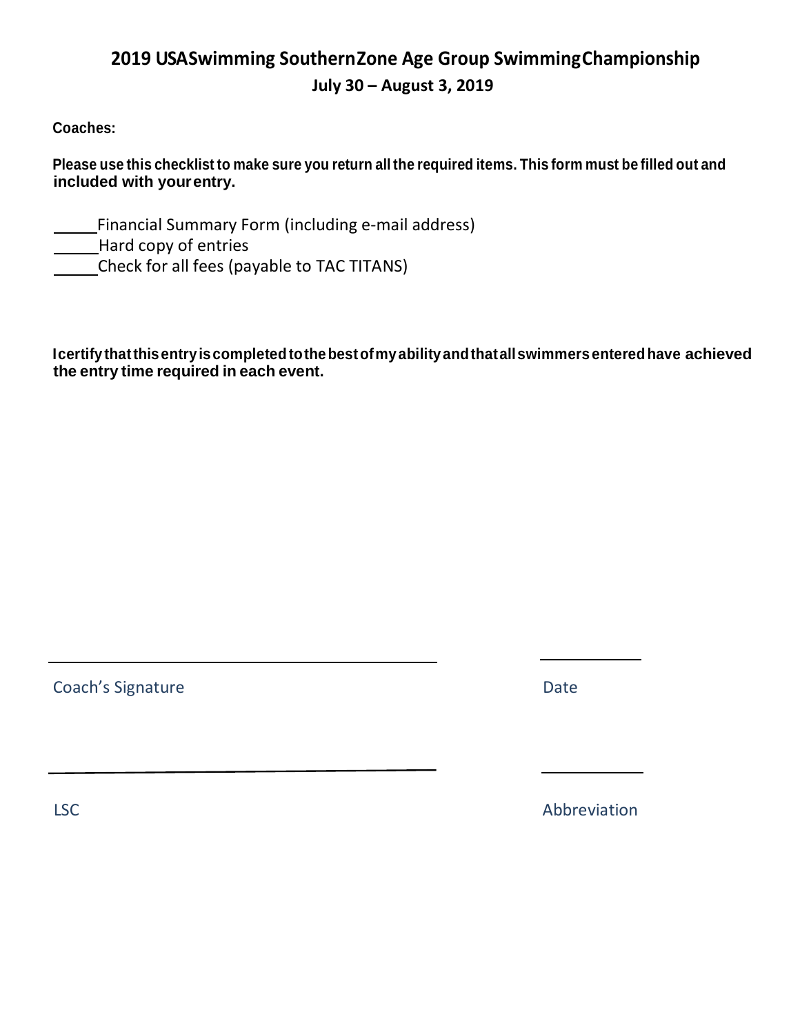## 2019 USASwimming SouthernZone Age Group SwimmingChampionship

### July 30 – August 3, 2019

**Coaches:**

**Please use this checklist to make sure you return all the required items. This form must be filled out and included with your entry.**

_____Financial Summary Form (including e-mail address)
_____Hard copy of entries
_____Check for all fees (payable to TAC TITANS)

**I certify that this entry is completed to the best of my ability and that all swimmers entered have achieved the entry time required in each event.**

_______________________________________ _____________

Coach's Signature Date

_______________________________________ _____________

LSC Abbreviation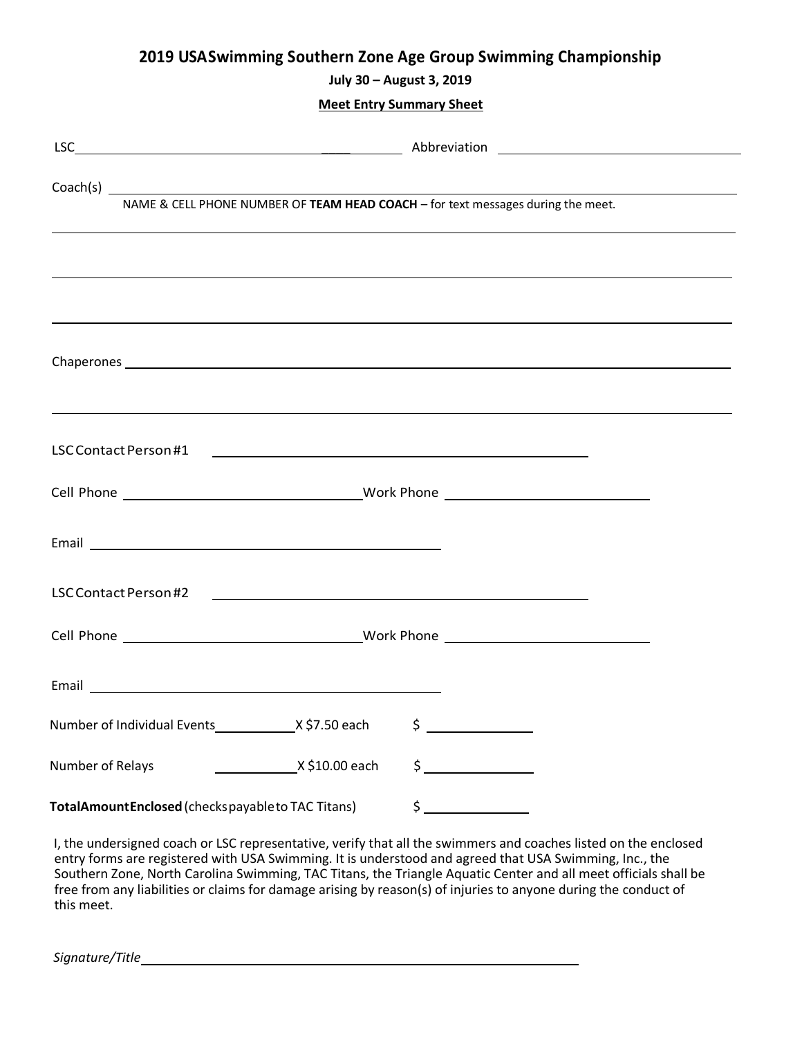## 2019 USASwimming Southern Zone Age Group Swimming Championship

**July 30 – August 3, 2019**

**Meet Entry Summary Sheet**

LSC ______________________________________ Abbreviation ______________________________

Coach(s) ______________________________________________________________________

NAME & CELL PHONE NUMBER OF **TEAM HEAD COACH** – for text messages during the meet.

______________________________________________________________________

______________________________________________________________________

______________________________________________________________________

Chaperones ______________________________________________________________________

______________________________________________________________________

LSC Contact Person #1 ______________________________________

Cell Phone ______________________________ Work Phone ______________________________

Email ______________________________________

LSC Contact Person #2 ______________________________________

Cell Phone ______________________________ Work Phone ______________________________

Email ______________________________________

Number of Individual Events __________ X $7.50 each $ ______________

Number of Relays __________ X $10.00 each $ ______________

**Total Amount Enclosed** (checks payable to TAC Titans) $ ______________

I, the undersigned coach or LSC representative, verify that all the swimmers and coaches listed on the enclosed entry forms are registered with USA Swimming. It is understood and agreed that USA Swimming, Inc., the Southern Zone, North Carolina Swimming, TAC Titans, the Triangle Aquatic Center and all meet officials shall be free from any liabilities or claims for damage arising by reason(s) of injuries to anyone during the conduct of this meet.

*Signature/Title* ______________________________________________________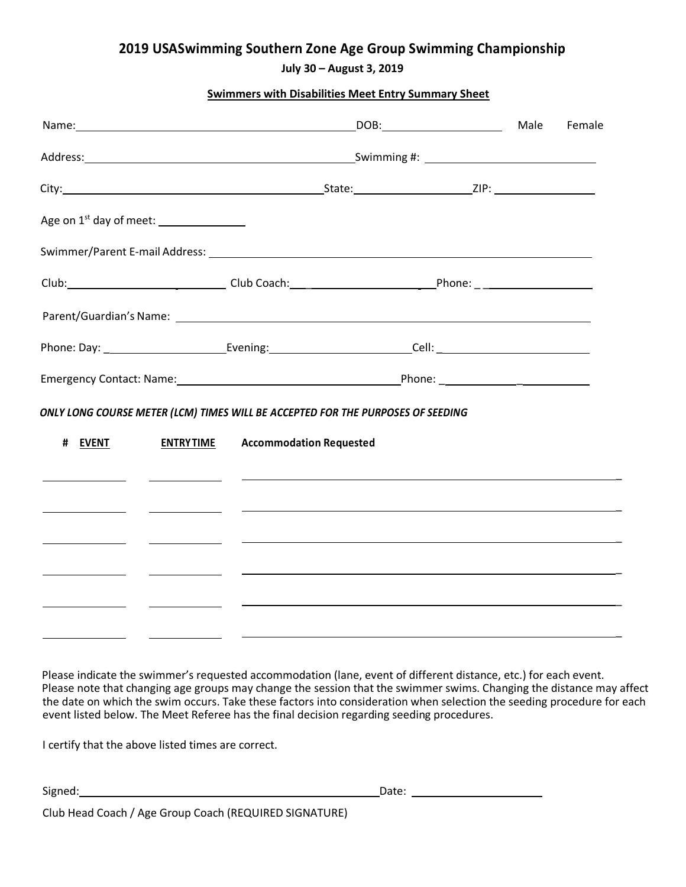# 2019 USASwimming Southern Zone Age Group Swimming Championship

**July 30 – August 3, 2019**

**Swimmers with Disabilities Meet Entry Summary Sheet**

Name: ______________________________ DOB: ____________ Male Female

Address: ______________________________ Swimming #: ____________________

City: ______________________________ State: ______________ ZIP: ____________

Age on 1st day of meet: __________

Swimmer/Parent E-mail Address: ________________________________________

Club: ________________ Club Coach: ________________ Phone: ________________

Parent/Guardian's Name: ________________________________________

Phone: Day: ______________ Evening: ________________ Cell: ________________

Emergency Contact: Name: ____________________________ Phone: ________________

***ONLY LONG COURSE METER (LCM) TIMES WILL BE ACCEPTED FOR THE PURPOSES OF SEEDING***

| # EVENT | ENTRY TIME | Accommodation Requested |
|---|---|---|
| | | |
| | | |
| | | |
| | | |
| | | |
| | | |

Please indicate the swimmer's requested accommodation (lane, event of different distance, etc.) for each event. Please note that changing age groups may change the session that the swimmer swims. Changing the distance may affect the date on which the swim occurs. Take these factors into consideration when selection the seeding procedure for each event listed below. The Meet Referee has the final decision regarding seeding procedures.

I certify that the above listed times are correct.

Signed: ________________________________________ Date: ________________

Club Head Coach / Age Group Coach (REQUIRED SIGNATURE)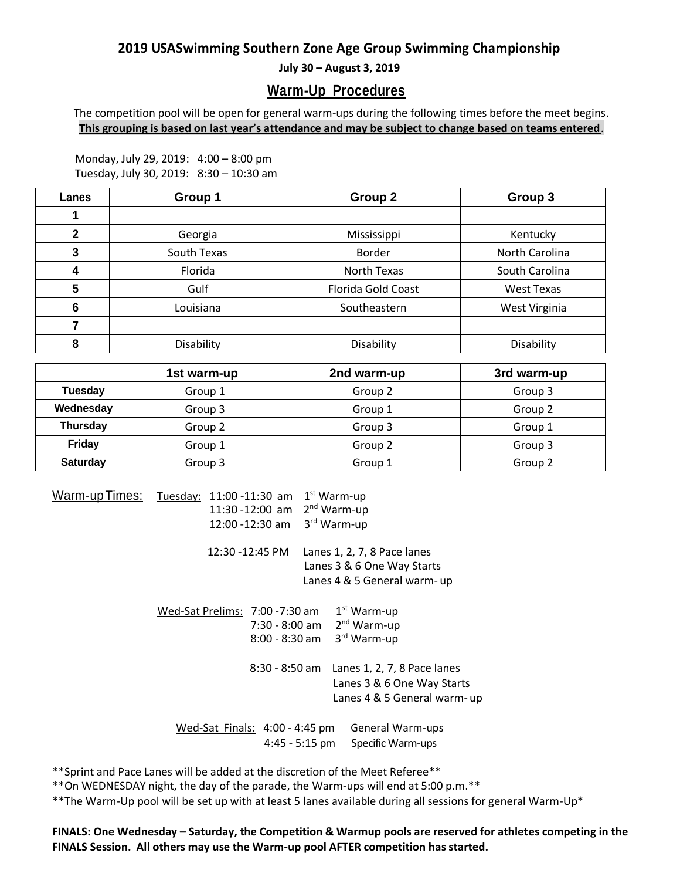## 2019 USASwimming Southern Zone Age Group Swimming Championship

**July 30 – August 3, 2019**

## Warm-Up Procedures

The competition pool will be open for general warm-ups during the following times before the meet begins.
**This grouping is based on last year's attendance and may be subject to change based on teams entered.**

Monday, July 29, 2019: 4:00 – 8:00 pm
Tuesday, July 30, 2019: 8:30 – 10:30 am

| Lanes | Group 1 | Group 2 | Group 3 |
|---|---|---|---|
| 1 | | | |
| 2 | Georgia | Mississippi | Kentucky |
| 3 | South Texas | Border | North Carolina |
| 4 | Florida | North Texas | South Carolina |
| 5 | Gulf | Florida Gold Coast | West Texas |
| 6 | Louisiana | Southeastern | West Virginia |
| 7 | | | |
| 8 | Disability | Disability | Disability |

| | 1st warm-up | 2nd warm-up | 3rd warm-up |
|---|---|---|---|
| Tuesday | Group 1 | Group 2 | Group 3 |
| Wednesday | Group 3 | Group 1 | Group 2 |
| Thursday | Group 2 | Group 3 | Group 1 |
| Friday | Group 1 | Group 2 | Group 3 |
| Saturday | Group 3 | Group 1 | Group 2 |

Warm-up Times:

Tuesday:
- 11:00 -11:30 am — 1st Warm-up
- 11:30 -12:00 am — 2nd Warm-up
- 12:00 -12:30 am — 3rd Warm-up
- 12:30 -12:45 PM — Lanes 1, 2, 7, 8 Pace lanes; Lanes 3 & 6 One Way Starts; Lanes 4 & 5 General warm- up

Wed-Sat Prelims:
- 7:00 -7:30 am — 1st Warm-up
- 7:30 - 8:00 am — 2nd Warm-up
- 8:00 - 8:30 am — 3rd Warm-up
- 8:30 - 8:50 am — Lanes 1, 2, 7, 8 Pace lanes; Lanes 3 & 6 One Way Starts; Lanes 4 & 5 General warm- up

Wed-Sat Finals:
- 4:00 - 4:45 pm — General Warm-ups
- 4:45 - 5:15 pm — Specific Warm-ups

**Sprint and Pace Lanes will be added at the discretion of the Meet Referee**

**On WEDNESDAY night, the day of the parade, the Warm-ups will end at 5:00 p.m.**

**The Warm-Up pool will be set up with at least 5 lanes available during all sessions for general Warm-Up*

**FINALS: One Wednesday – Saturday, the Competition & Warmup pools are reserved for athletes competing in the FINALS Session. All others may use the Warm-up pool AFTER competition has started.**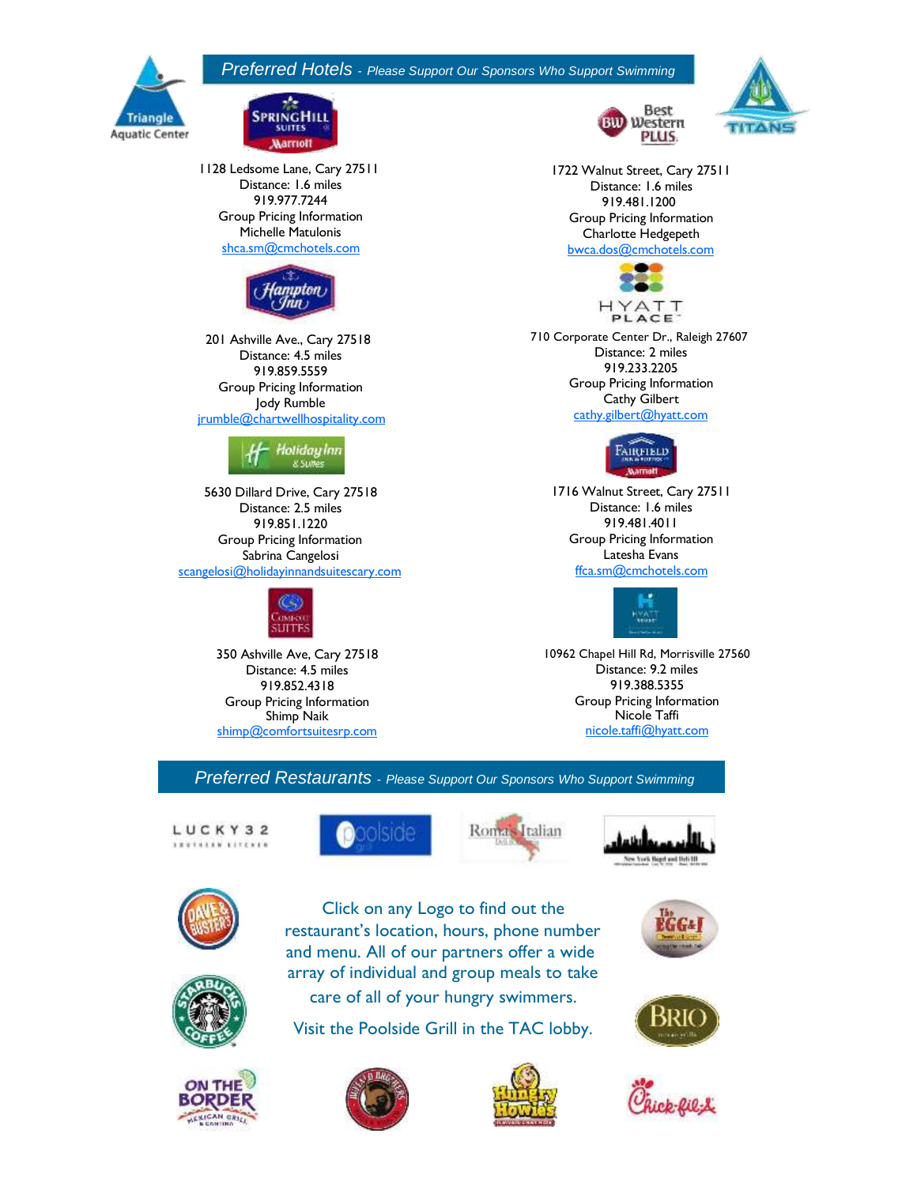## Preferred Hotels - *Please Support Our Sponsors Who Support Swimming*

1128 Ledsome Lane, Cary 27511
Distance: 1.6 miles
919.977.7244
Group Pricing Information
Michelle Matulonis
shca.sm@cmchotels.com

1722 Walnut Street, Cary 27511
Distance: 1.6 miles
919.481.1200
Group Pricing Information
Charlotte Hedgepeth
bwca.dos@cmchotels.com

201 Ashville Ave., Cary 27518
Distance: 4.5 miles
919.859.5559
Group Pricing Information
Jody Rumble
jrumble@chartwellhospitality.com

710 Corporate Center Dr., Raleigh 27607
Distance: 2 miles
919.233.2205
Group Pricing Information
Cathy Gilbert
cathy.gilbert@hyatt.com

5630 Dillard Drive, Cary 27518
Distance: 2.5 miles
919.851.1220
Group Pricing Information
Sabrina Cangelosi
scangelosi@holidayinnandsuitescary.com

1716 Walnut Street, Cary 27511
Distance: 1.6 miles
919.481.4011
Group Pricing Information
Latesha Evans
ffca.sm@cmchotels.com

350 Ashville Ave, Cary 27518
Distance: 4.5 miles
919.852.4318
Group Pricing Information
Shimp Naik
shimp@comfortsuitesrp.com

10962 Chapel Hill Rd, Morrisville 27560
Distance: 9.2 miles
919.388.5355
Group Pricing Information
Nicole Taffi
nicole.taffi@hyatt.com

## Preferred Restaurants - *Please Support Our Sponsors Who Support Swimming*

Click on any Logo to find out the restaurant's location, hours, phone number and menu. All of our partners offer a wide array of individual and group meals to take care of all of your hungry swimmers.

Visit the Poolside Grill in the TAC lobby.